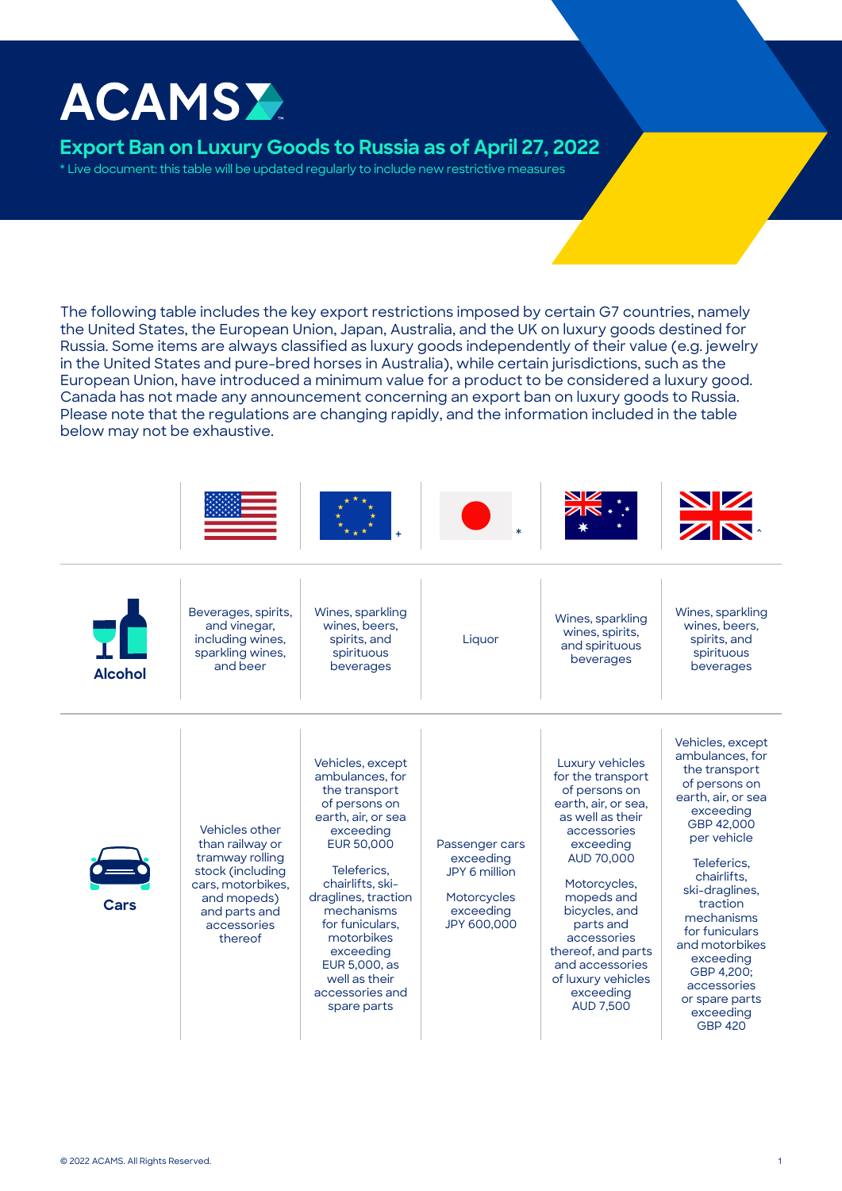# ACAMS

## Export Ban on Luxury Goods to Russia as of April 27, 2022

\* Live document: this table will be updated regularly to include new restrictive measures

The following table includes the key export restrictions imposed by certain G7 countries, namely the United States, the European Union, Japan, Australia, and the UK on luxury goods destined for Russia. Some items are always classified as luxury goods independently of their value (e.g. jewelry in the United States and pure-bred horses in Australia), while certain jurisdictions, such as the European Union, have introduced a minimum value for a product to be considered a luxury good. Canada has not made any announcement concerning an export ban on luxury goods to Russia. Please note that the regulations are changing rapidly, and the information included in the table below may not be exhaustive.

| | United States | European Union + | Japan * | Australia | UK ^ |
|---|---|---|---|---|---|
| **Alcohol** | Beverages, spirits, and vinegar, including wines, sparkling wines, and beer | Wines, sparkling wines, beers, spirits, and spirituous beverages | Liquor | Wines, sparkling wines, spirits, and spirituous beverages | Wines, sparkling wines, beers, spirits, and spirituous beverages |
| **Cars** | Vehicles other than railway or tramway rolling stock (including cars, motorbikes, and mopeds) and parts and accessories thereof | Vehicles, except ambulances, for the transport of persons on earth, air, or sea exceeding EUR 50,000<br><br>Teleferics, chairlifts, ski-draglines, traction mechanisms for funiculars, motorbikes exceeding EUR 5,000, as well as their accessories and spare parts | Passenger cars exceeding JPY 6 million<br><br>Motorcycles exceeding JPY 600,000 | Luxury vehicles for the transport of persons on earth, air, or sea, as well as their accessories exceeding AUD 70,000<br><br>Motorcycles, mopeds and bicycles, and parts and accessories thereof, and parts and accessories of luxury vehicles exceeding AUD 7,500 | Vehicles, except ambulances, for the transport of persons on earth, air, or sea exceeding GBP 42,000 per vehicle<br><br>Teleferics, chairlifts, ski-draglines, traction mechanisms for funiculars and motorbikes exceeding GBP 4,200; accessories or spare parts exceeding GBP 420 |

© 2022 ACAMS. All Rights Reserved.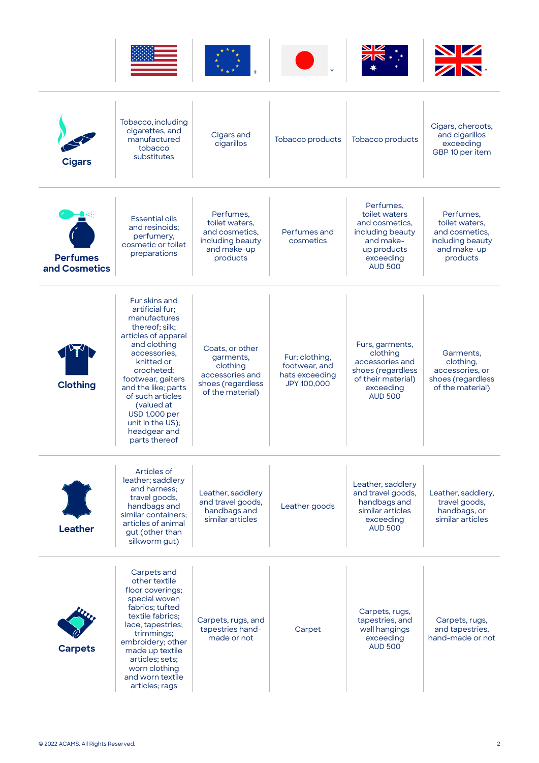| | US | EU + | Japan * | Australia | UK ^ |
|---|---|---|---|---|---|
| **Cigars** | Tobacco, including cigarettes, and manufactured tobacco substitutes | Cigars and cigarillos | Tobacco products | Tobacco products | Cigars, cheroots, and cigarillos exceeding GBP 10 per item |
| **Perfumes and Cosmetics** | Essential oils and resinoids; perfumery, cosmetic or toilet preparations | Perfumes, toilet waters, and cosmetics, including beauty and make-up products | Perfumes and cosmetics | Perfumes, toilet waters and cosmetics, including beauty and make-up products exceeding AUD 500 | Perfumes, toilet waters, and cosmetics, including beauty and make-up products |
| **Clothing** | Fur skins and artificial fur; manufactures thereof; silk; articles of apparel and clothing accessories, knitted or crocheted; footwear, gaiters and the like; parts of such articles (valued at USD 1,000 per unit in the US); headgear and parts thereof | Coats, or other garments, clothing accessories and shoes (regardless of the material) | Fur; clothing, footwear, and hats exceeding JPY 100,000 | Furs, garments, clothing accessories and shoes (regardless of their material) exceeding AUD 500 | Garments, clothing, accessories, or shoes (regardless of the material) |
| **Leather** | Articles of leather; saddlery and harness; travel goods, handbags and similar containers; articles of animal gut (other than silkworm gut) | Leather, saddlery and travel goods, handbags and similar articles | Leather goods | Leather, saddlery and travel goods, handbags and similar articles exceeding AUD 500 | Leather, saddlery, travel goods, handbags, or similar articles |
| **Carpets** | Carpets and other textile floor coverings; special woven fabrics; tufted textile fabrics; lace, tapestries; trimmings; embroidery; other made up textile articles; sets; worn clothing and worn textile articles; rags | Carpets, rugs, and tapestries hand-made or not | Carpet | Carpets, rugs, tapestries, and wall hangings exceeding AUD 500 | Carpets, rugs, and tapestries, hand-made or not |

© 2022 ACAMS. All Rights Reserved.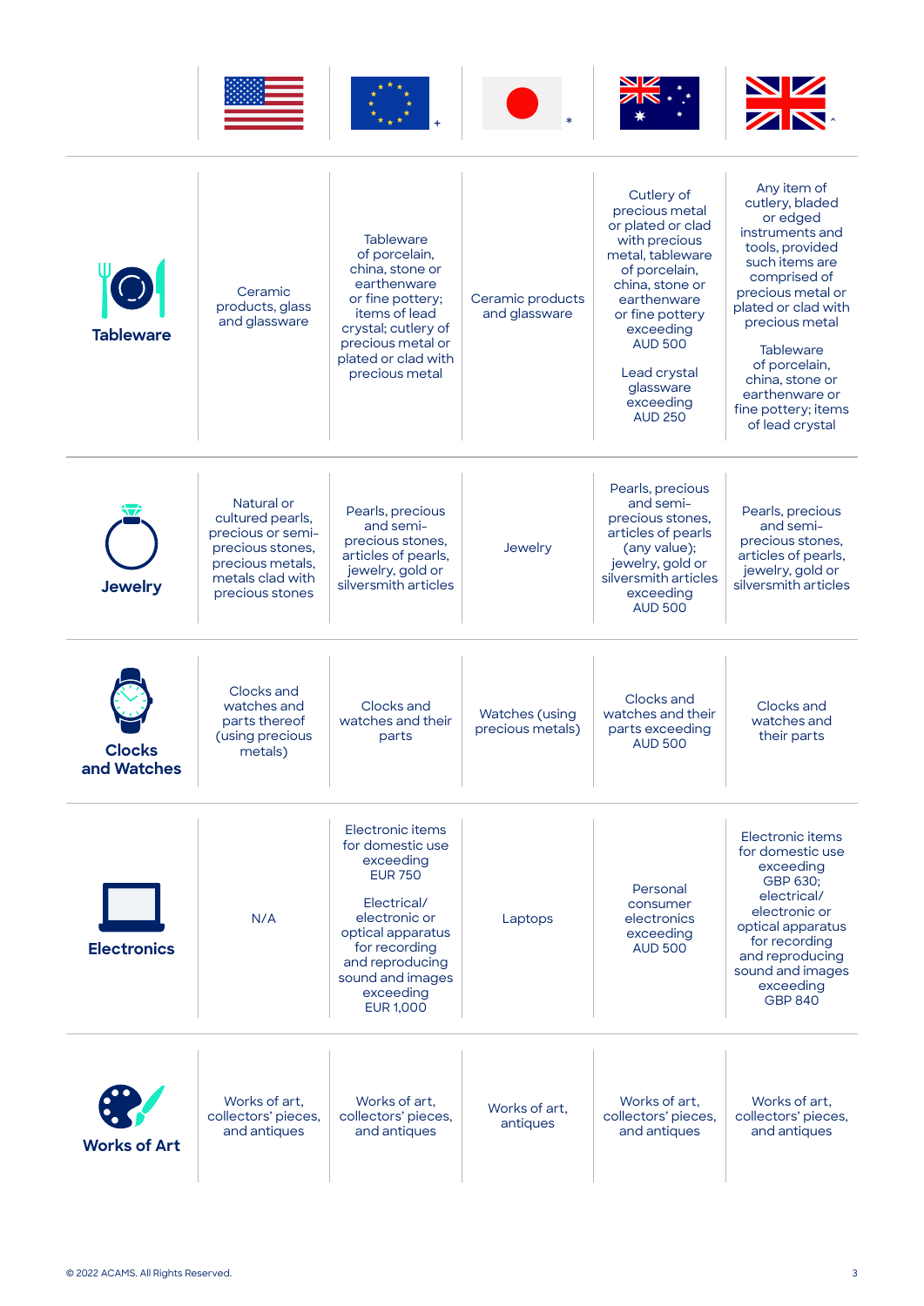| | United States | European Union + | Japan * | Australia | United Kingdom ^ |
|---|---|---|---|---|---|
| **Tableware** | Ceramic products, glass and glassware | Tableware of porcelain, china, stone or earthenware or fine pottery; items of lead crystal; cutlery of precious metal or plated or clad with precious metal | Ceramic products and glassware | Cutlery of precious metal or plated or clad with precious metal, tableware of porcelain, china, stone or earthenware or fine pottery exceeding AUD 500<br><br>Lead crystal glassware exceeding AUD 250 | Any item of cutlery, bladed or edged instruments and tools, provided such items are comprised of precious metal or plated or clad with precious metal<br><br>Tableware of porcelain, china, stone or earthenware or fine pottery; items of lead crystal |
| **Jewelry** | Natural or cultured pearls, precious or semi-precious stones, precious metals, metals clad with precious stones | Pearls, precious and semi-precious stones, articles of pearls, jewelry, gold or silversmith articles | Jewelry | Pearls, precious and semi-precious stones, articles of pearls (any value); jewelry, gold or silversmith articles exceeding AUD 500 | Pearls, precious and semi-precious stones, articles of pearls, jewelry, gold or silversmith articles |
| **Clocks and Watches** | Clocks and watches and parts thereof (using precious metals) | Clocks and watches and their parts | Watches (using precious metals) | Clocks and watches and their parts exceeding AUD 500 | Clocks and watches and their parts |
| **Electronics** | N/A | Electronic items for domestic use exceeding EUR 750<br><br>Electrical/ electronic or optical apparatus for recording and reproducing sound and images exceeding EUR 1,000 | Laptops | Personal consumer electronics exceeding AUD 500 | Electronic items for domestic use exceeding GBP 630; electrical/ electronic or optical apparatus for recording and reproducing sound and images exceeding GBP 840 |
| **Works of Art** | Works of art, collectors' pieces, and antiques | Works of art, collectors' pieces, and antiques | Works of art, antiques | Works of art, collectors' pieces, and antiques | Works of art, collectors' pieces, and antiques |

© 2022 ACAMS. All Rights Reserved.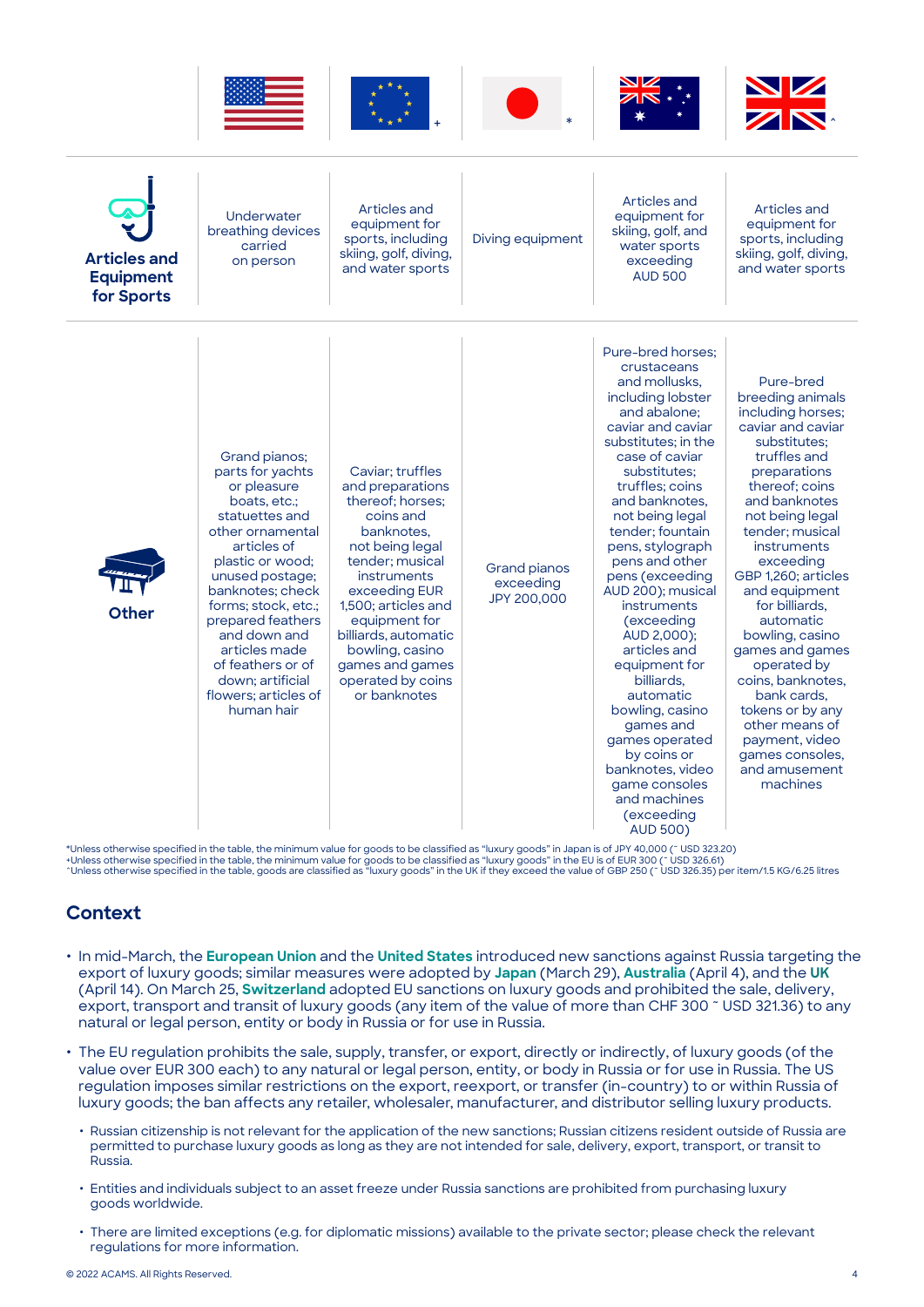| | US | EU + | Japan * | Australia | UK ^ |
|---|---|---|---|---|---|
| **Articles and Equipment for Sports** | Underwater breathing devices carried on person | Articles and equipment for sports, including skiing, golf, diving, and water sports | Diving equipment | Articles and equipment for skiing, golf, and water sports exceeding AUD 500 | Articles and equipment for sports, including skiing, golf, diving, and water sports |
| **Other** | Grand pianos; parts for yachts or pleasure boats, etc.; statuettes and other ornamental articles of plastic or wood; unused postage; banknotes; check forms; stock, etc.; prepared feathers and down and articles made of feathers or of down; artificial flowers; articles of human hair | Caviar; truffles and preparations thereof; horses; coins and banknotes, not being legal tender; musical instruments exceeding EUR 1,500; articles and equipment for billiards, automatic bowling, casino games and games operated by coins or banknotes | Grand pianos exceeding JPY 200,000 | Pure-bred horses; crustaceans and mollusks, including lobster and abalone; caviar and caviar substitutes; in the case of caviar substitutes; truffles; coins and banknotes, not being legal tender; fountain pens, stylograph pens and other pens (exceeding AUD 200); musical instruments (exceeding AUD 2,000); articles and equipment for billiards, automatic bowling, casino games and games operated by coins or banknotes, video game consoles and machines (exceeding AUD 500) | Pure-bred breeding animals including horses; caviar and caviar substitutes; truffles and preparations thereof; coins and banknotes not being legal tender; musical instruments exceeding GBP 1,260; articles and equipment for billiards, automatic bowling, casino games and games operated by coins, banknotes, bank cards, tokens or by any other means of payment, video games consoles, and amusement machines |

*Unless otherwise specified in the table, the minimum value for goods to be classified as "luxury goods" in Japan is of JPY 40,000 (~ USD 323.20)
+Unless otherwise specified in the table, the minimum value for goods to be classified as "luxury goods" in the EU is of EUR 300 (~ USD 326.61)
^Unless otherwise specified in the table, goods are classified as "luxury goods" in the UK if they exceed the value of GBP 250 (~ USD 326.35) per item/1.5 KG/6.25 litres

## Context

- In mid-March, the **European Union** and the **United States** introduced new sanctions against Russia targeting the export of luxury goods; similar measures were adopted by **Japan** (March 29), **Australia** (April 4), and the **UK** (April 14). On March 25, **Switzerland** adopted EU sanctions on luxury goods and prohibited the sale, delivery, export, transport and transit of luxury goods (any item of the value of more than CHF 300 ~ USD 321.36) to any natural or legal person, entity or body in Russia or for use in Russia.
- The EU regulation prohibits the sale, supply, transfer, or export, directly or indirectly, of luxury goods (of the value over EUR 300 each) to any natural or legal person, entity, or body in Russia or for use in Russia. The US regulation imposes similar restrictions on the export, reexport, or transfer (in-country) to or within Russia of luxury goods; the ban affects any retailer, wholesaler, manufacturer, and distributor selling luxury products.
  - Russian citizenship is not relevant for the application of the new sanctions; Russian citizens resident outside of Russia are permitted to purchase luxury goods as long as they are not intended for sale, delivery, export, transport, or transit to Russia.
  - Entities and individuals subject to an asset freeze under Russia sanctions are prohibited from purchasing luxury goods worldwide.
  - There are limited exceptions (e.g. for diplomatic missions) available to the private sector; please check the relevant regulations for more information.

© 2022 ACAMS. All Rights Reserved.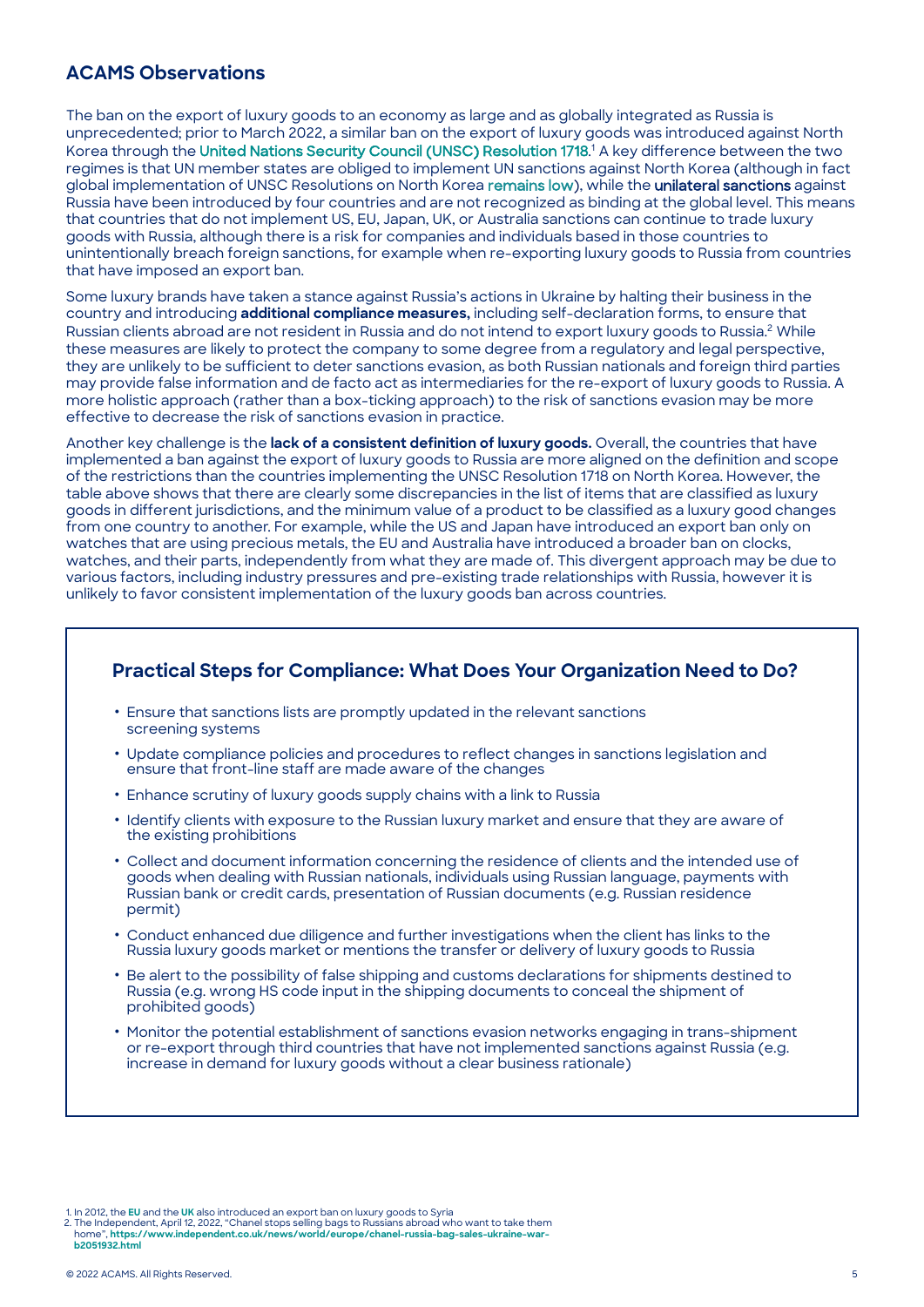## ACAMS Observations

The ban on the export of luxury goods to an economy as large and as globally integrated as Russia is unprecedented; prior to March 2022, a similar ban on the export of luxury goods was introduced against North Korea through the United Nations Security Council (UNSC) Resolution 1718.[1] A key difference between the two regimes is that UN member states are obliged to implement UN sanctions against North Korea (although in fact global implementation of UNSC Resolutions on North Korea remains low), while the unilateral sanctions against Russia have been introduced by four countries and are not recognized as binding at the global level. This means that countries that do not implement US, EU, Japan, UK, or Australia sanctions can continue to trade luxury goods with Russia, although there is a risk for companies and individuals based in those countries to unintentionally breach foreign sanctions, for example when re-exporting luxury goods to Russia from countries that have imposed an export ban.

Some luxury brands have taken a stance against Russia's actions in Ukraine by halting their business in the country and introducing **additional compliance measures,** including self-declaration forms, to ensure that Russian clients abroad are not resident in Russia and do not intend to export luxury goods to Russia.[2] While these measures are likely to protect the company to some degree from a regulatory and legal perspective, they are unlikely to be sufficient to deter sanctions evasion, as both Russian nationals and foreign third parties may provide false information and de facto act as intermediaries for the re-export of luxury goods to Russia. A more holistic approach (rather than a box-ticking approach) to the risk of sanctions evasion may be more effective to decrease the risk of sanctions evasion in practice.

Another key challenge is the **lack of a consistent definition of luxury goods.** Overall, the countries that have implemented a ban against the export of luxury goods to Russia are more aligned on the definition and scope of the restrictions than the countries implementing the UNSC Resolution 1718 on North Korea. However, the table above shows that there are clearly some discrepancies in the list of items that are classified as luxury goods in different jurisdictions, and the minimum value of a product to be classified as a luxury good changes from one country to another. For example, while the US and Japan have introduced an export ban only on watches that are using precious metals, the EU and Australia have introduced a broader ban on clocks, watches, and their parts, independently from what they are made of. This divergent approach may be due to various factors, including industry pressures and pre-existing trade relationships with Russia, however it is unlikely to favor consistent implementation of the luxury goods ban across countries.

### Practical Steps for Compliance: What Does Your Organization Need to Do?

- Ensure that sanctions lists are promptly updated in the relevant sanctions screening systems
- Update compliance policies and procedures to reflect changes in sanctions legislation and ensure that front-line staff are made aware of the changes
- Enhance scrutiny of luxury goods supply chains with a link to Russia
- Identify clients with exposure to the Russian luxury market and ensure that they are aware of the existing prohibitions
- Collect and document information concerning the residence of clients and the intended use of goods when dealing with Russian nationals, individuals using Russian language, payments with Russian bank or credit cards, presentation of Russian documents (e.g. Russian residence permit)
- Conduct enhanced due diligence and further investigations when the client has links to the Russia luxury goods market or mentions the transfer or delivery of luxury goods to Russia
- Be alert to the possibility of false shipping and customs declarations for shipments destined to Russia (e.g. wrong HS code input in the shipping documents to conceal the shipment of prohibited goods)
- Monitor the potential establishment of sanctions evasion networks engaging in trans-shipment or re-export through third countries that have not implemented sanctions against Russia (e.g. increase in demand for luxury goods without a clear business rationale)

1. In 2012, the **EU** and the **UK** also introduced an export ban on luxury goods to Syria
2. The Independent, April 12, 2022, "Chanel stops selling bags to Russians abroad who want to take them home", **https://www.independent.co.uk/news/world/europe/chanel-russia-bag-sales-ukraine-war-b2051932.html**

© 2022 ACAMS. All Rights Reserved.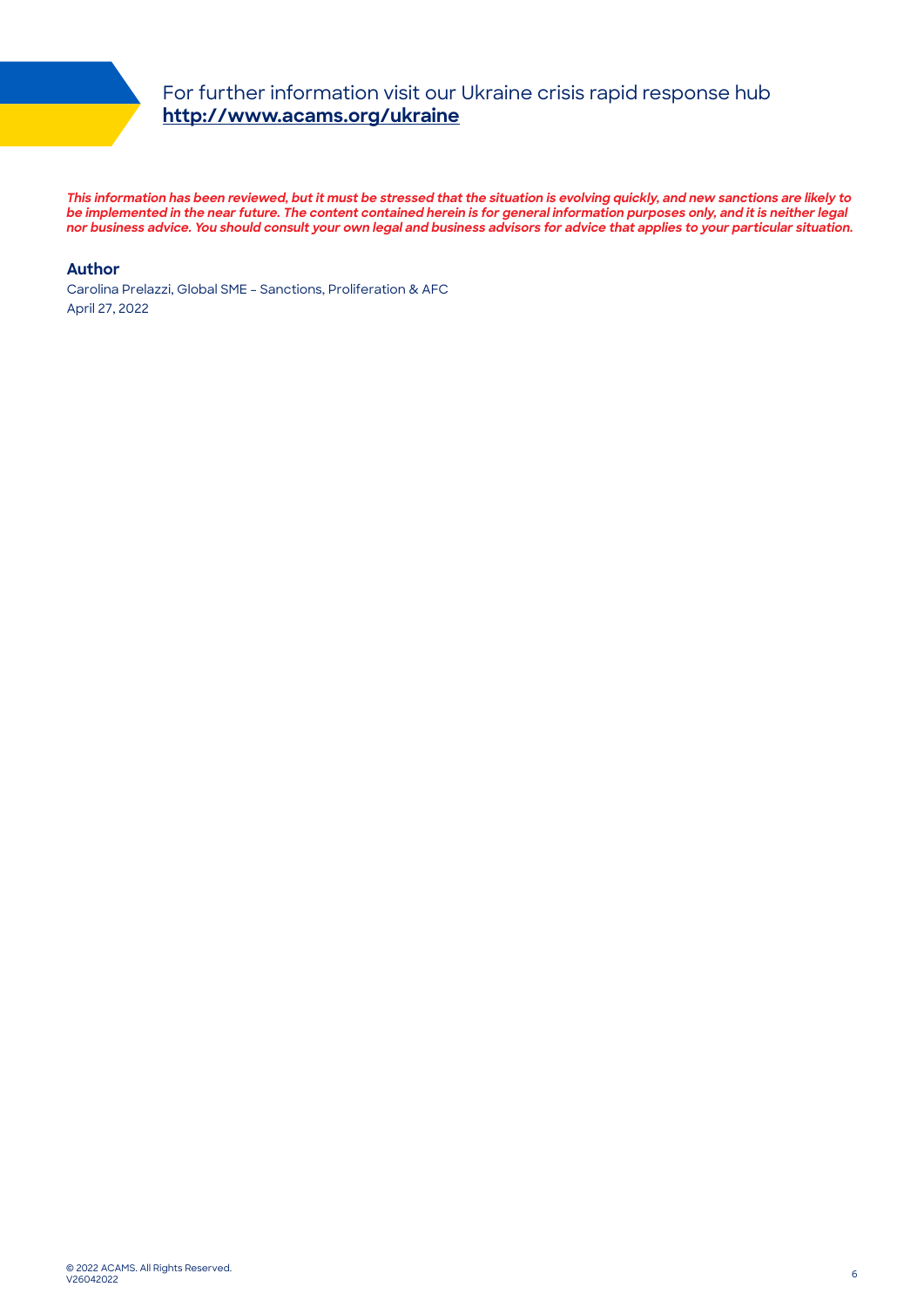For further information visit our Ukraine crisis rapid response hub
**http://www.acams.org/ukraine**

***This information has been reviewed, but it must be stressed that the situation is evolving quickly, and new sanctions are likely to be implemented in the near future. The content contained herein is for general information purposes only, and it is neither legal nor business advice. You should consult your own legal and business advisors for advice that applies to your particular situation.***

**Author**

Carolina Prelazzi, Global SME - Sanctions, Proliferation & AFC
April 27, 2022

© 2022 ACAMS. All Rights Reserved.
V26042022